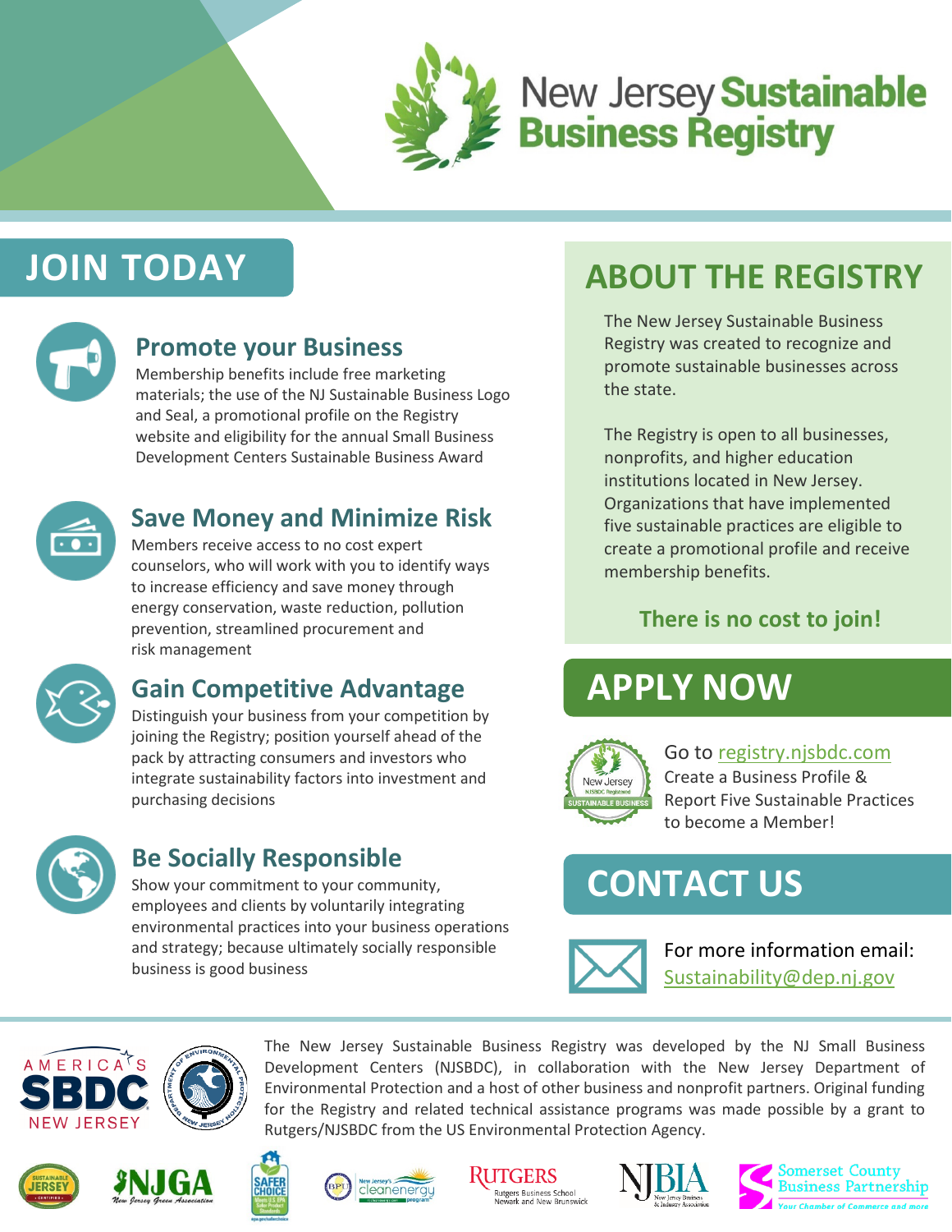# New Jersey Sustainable Business Registry

## JOIN TODAY

### Promote your Business

Membership benefits include free marketing materials; the use of the NJ Sustainable Business Logo and Seal, a promotional profile on the Registry website and eligibility for the annual Small Business Development Centers Sustainable Business Award

### Save Money and Minimize Risk

Members receive access to no cost expert counselors, who will work with you to identify ways to increase efficiency and save money through energy conservation, waste reduction, pollution prevention, streamlined procurement and risk management

### Gain Competitive Advantage

Distinguish your business from your competition by joining the Registry; position yourself ahead of the pack by attracting consumers and investors who integrate sustainability factors into investment and purchasing decisions

### Be Socially Responsible

Show your commitment to your community, employees and clients by voluntarily integrating environmental practices into your business operations and strategy; because ultimately socially responsible business is good business

## ABOUT THE REGISTRY

The New Jersey Sustainable Business Registry was created to recognize and promote sustainable businesses across the state.

The Registry is open to all businesses, nonprofits, and higher education institutions located in New Jersey. Organizations that have implemented five sustainable practices are eligible to create a promotional profile and receive membership benefits.

**There is no cost to join!**

## APPLY NOW

Go to registry.njsbdc.com
Create a Business Profile & Report Five Sustainable Practices to become a Member!

## CONTACT US

For more information email:
Sustainability@dep.nj.gov

The New Jersey Sustainable Business Registry was developed by the NJ Small Business Development Centers (NJSBDC), in collaboration with the New Jersey Department of Environmental Protection and a host of other business and nonprofit partners. Original funding for the Registry and related technical assistance programs was made possible by a grant to Rutgers/NJSBDC from the US Environmental Protection Agency.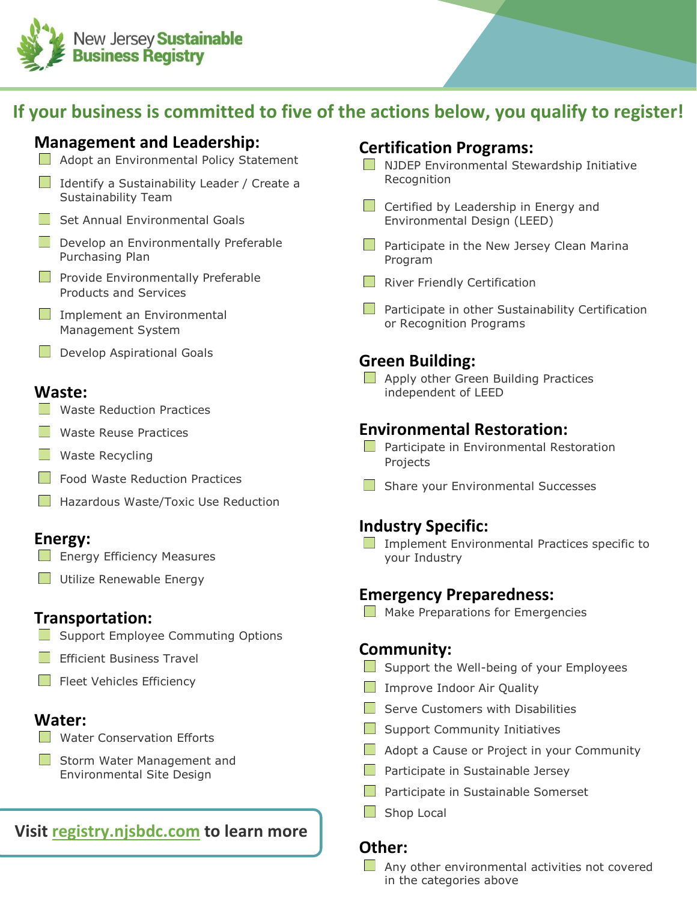New Jersey **Sustainable Business Registry**

## If your business is committed to five of the actions below, you qualify to register!

### Management and Leadership:

- [ ] Adopt an Environmental Policy Statement
- [ ] Identify a Sustainability Leader / Create a Sustainability Team
- [ ] Set Annual Environmental Goals
- [ ] Develop an Environmentally Preferable Purchasing Plan
- [ ] Provide Environmentally Preferable Products and Services
- [ ] Implement an Environmental Management System
- [ ] Develop Aspirational Goals

### Waste:

- [ ] Waste Reduction Practices
- [ ] Waste Reuse Practices
- [ ] Waste Recycling
- [ ] Food Waste Reduction Practices
- [ ] Hazardous Waste/Toxic Use Reduction

### Energy:

- [ ] Energy Efficiency Measures
- [ ] Utilize Renewable Energy

### Transportation:

- [ ] Support Employee Commuting Options
- [ ] Efficient Business Travel
- [ ] Fleet Vehicles Efficiency

### Water:

- [ ] Water Conservation Efforts
- [ ] Storm Water Management and Environmental Site Design

**Visit registry.njsbdc.com to learn more**

### Certification Programs:

- [ ] NJDEP Environmental Stewardship Initiative Recognition
- [ ] Certified by Leadership in Energy and Environmental Design (LEED)
- [ ] Participate in the New Jersey Clean Marina Program
- [ ] River Friendly Certification
- [ ] Participate in other Sustainability Certification or Recognition Programs

### Green Building:

- [ ] Apply other Green Building Practices independent of LEED

### Environmental Restoration:

- [ ] Participate in Environmental Restoration Projects
- [ ] Share your Environmental Successes

### Industry Specific:

- [ ] Implement Environmental Practices specific to your Industry

### Emergency Preparedness:

- [ ] Make Preparations for Emergencies

### Community:

- [ ] Support the Well-being of your Employees
- [ ] Improve Indoor Air Quality
- [ ] Serve Customers with Disabilities
- [ ] Support Community Initiatives
- [ ] Adopt a Cause or Project in your Community
- [ ] Participate in Sustainable Jersey
- [ ] Participate in Sustainable Somerset
- [ ] Shop Local

### Other:

- [ ] Any other environmental activities not covered in the categories above